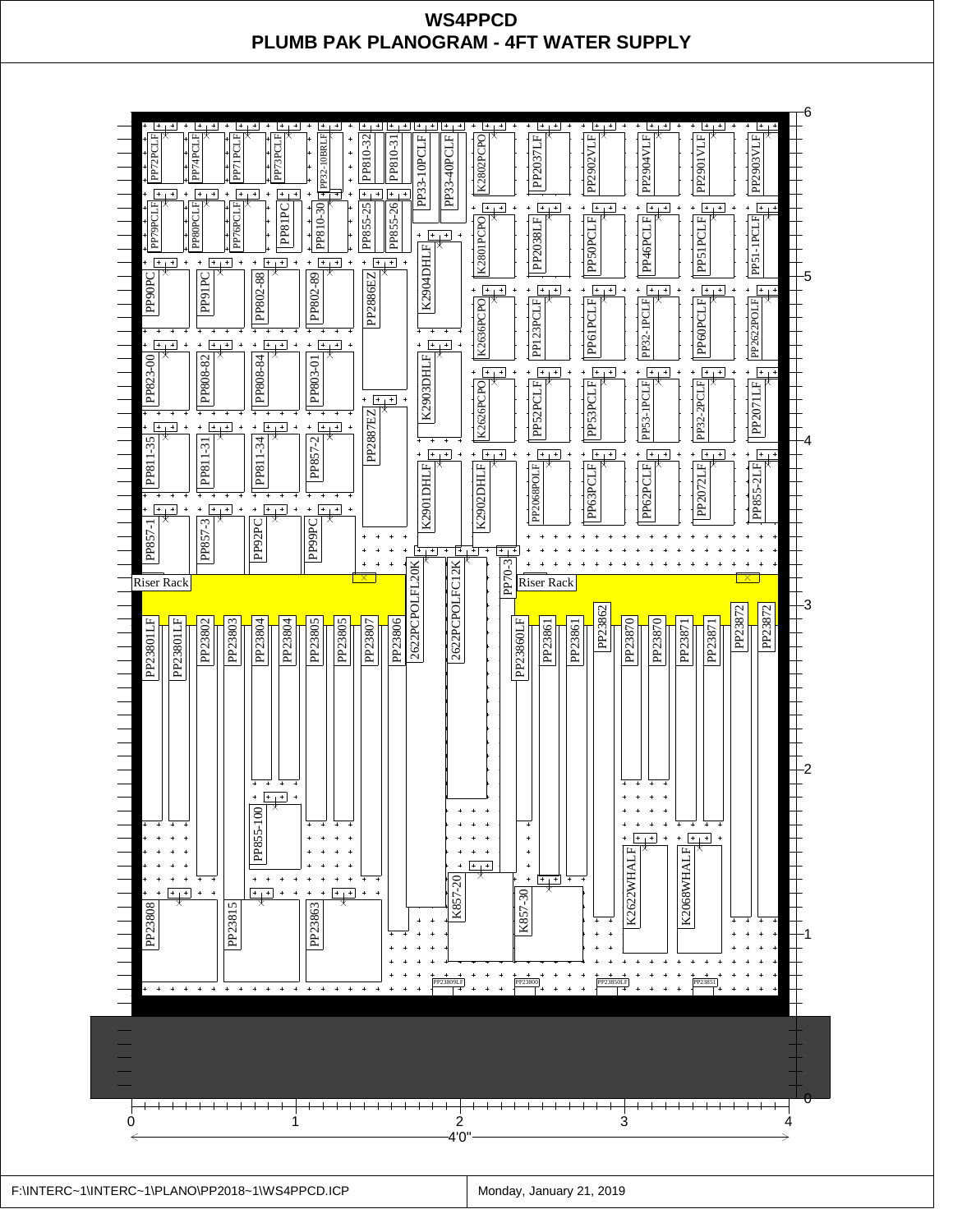# WS4PPCD

## PLUMB PAK PLANOGRAM - 4FT WATER SUPPLY

PP72PCLF PP74PCLF PP71PCLF PP73PCLF PP32-10BRLF PP810-32 PP810-31 PP33-10PCLF PP33-40PCLF K2802PCPO PP2037LF PP2902VLF PP2904VLF PP2901VLF PP2903VLF

PP79PCLF PP80PCLF PP76PCLF PP81PC PP810-30 PP855-25 PP855-26 K2801PCPO PP2038LF PP50PCLF PP46PCLF PP51PCLF PP51-1PCLF

PP90PC PP91PC PP802-88 PP802-89 PP2886EZ K2904DHLF K2636PCPO PP123PCLF PP61PCLF PP32-1PCLF PP60PCLF PP2622POLF

PP823-00 PP808-82 PP808-84 PP803-01 K2903DHLF K2626PCPO PP52PCLF PP53PCLF PP53-1PCLF PP32-2PCLF PP2071LF

PP811-35 PP811-31 PP811-34 PP857-2 PP2887EZ K2901DHLF K2902DHLF PP2068POLF PP63PCLF PP62PCLF PP2072LF PP855-2LF

PP857-1 PP857-3 PP92PC PP99PC

Riser Rack 2622PCPOLFL20K 2622PCPOLFC12K PP70-3 Riser Rack

PP23801LF PP23801LF PP23802 PP23803 PP23804 PP23804 PP23805 PP23805 PP23807 PP23806 PP23860LF PP23861 PP23861 PP23862 PP23870 PP23870 PP23871 PP23871 PP23872 PP23872

PP855-100 K2622WHALF K2068WHALF

PP23808 PP23815 PP23863 K857-20 K857-30

PP23809LF PP23800 PP23850LF PP23851

0 1 2 3 4

4'0"

F:\INTERC~1\INTERC~1\PLANO\PP2018~1\WS4PPCD.ICP

Monday, January 21, 2019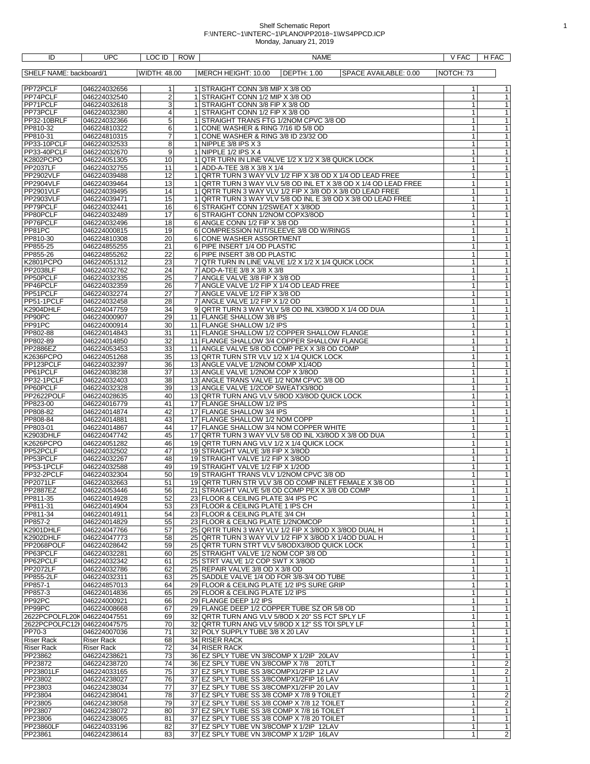Shelf Schematic Report
F:\INTERC~1\INTERC~1\PLANO\PP2018~1\WS4PPCD.ICP
Monday, January 21, 2019

| ID | UPC | LOC ID | ROW | NAME | V FAC | H FAC |
|---|---|---|---|---|---|---|
| SHELF NAME: backboard/1 | | WIDTH: 48.00 | | MERCH HEIGHT: 10.00 DEPTH: 1.00 SPACE AVAILABLE: 0.00 | NOTCH: 73 | |
| PP72PCLF | 046224032656 | 1 | 1 | STRAIGHT CONN 3/8 MIP X 3/8 OD | 1 | 1 |
| PP74PCLF | 046224032540 | 2 | 1 | STRAIGHT CONN 1/2 MIP X 3/8 OD | 1 | 1 |
| PP71PCLF | 046224032618 | 3 | 1 | STRAIGHT CONN 3/8 FIP X 3/8 OD | 1 | 1 |
| PP73PCLF | 046224032380 | 4 | 1 | STRAIGHT CONN 1/2 FIP X 3/8 OD | 1 | 1 |
| PP32-10BRLF | 046224032366 | 5 | 1 | STRAIGHT TRANS FTG 1/2NOM CPVC 3/8 OD | 1 | 1 |
| PP810-32 | 046224810322 | 6 | 1 | CONE WASHER & RING 7/16 ID 5/8 OD | 1 | 1 |
| PP810-31 | 046224810315 | 7 | 1 | CONE WASHER & RING 3/8 ID 23/32 OD | 1 | 1 |
| PP33-10PCLF | 046224032533 | 8 | 1 | NIPPLE 3/8 IPS X 3 | 1 | 1 |
| PP33-40PCLF | 046224032670 | 9 | 1 | NIPPLE 1/2 IPS X 4 | 1 | 1 |
| K2802PCPO | 046224051305 | 10 | 1 | QTR TURN IN LINE VALVE 1/2 X 1/2 X 3/8 QUICK LOCK | 1 | 1 |
| PP2037LF | 046224032755 | 11 | 1 | ADD-A-TEE 3/8 X 3/8 X 1/4 | 1 | 1 |
| PP2902VLF | 046224039488 | 12 | 1 | QRTR TURN 3 WAY VLV 1/2 FIP X 3/8 OD X 1/4 OD LEAD FREE | 1 | 1 |
| PP2904VLF | 046224039464 | 13 | 1 | QRTR TURN 3 WAY VLV 5/8 OD INL ET X 3/8 OD X 1/4 OD LEAD FREE | 1 | 1 |
| PP2901VLF | 046224039495 | 14 | 1 | QRTR TURN 3 WAY VLV 1/2 FIP X 3/8 OD X 3/8 OD LEAD FREE | 1 | 1 |
| PP2903VLF | 046224039471 | 15 | 1 | QRTR TURN 3 WAY VLV 5/8 OD INL E 3/8 OD X 3/8 OD LEAD FREE | 1 | 1 |
| PP79PCLF | 046224032441 | 16 | 6 | STRAIGHT CONN 1/2SWEAT X 3/8OD | 1 | 1 |
| PP80PCLF | 046224032489 | 17 | 6 | STRAIGHT CONN 1/2NOM COPX3/8OD | 1 | 1 |
| PP76PCLF | 046224032496 | 18 | 6 | ANGLE CONN 1/2 FIP X 3/8 OD | 1 | 1 |
| PP81PC | 046224000815 | 19 | 6 | COMPRESSION NUT/SLEEVE 3/8 OD W/RINGS | 1 | 1 |
| PP810-30 | 046224810308 | 20 | 6 | CONE WASHER ASSORTMENT | 1 | 1 |
| PP855-25 | 046224855255 | 21 | 6 | PIPE INSERT 1/4 OD PLASTIC | 1 | 1 |
| PP855-26 | 046224855262 | 22 | 6 | PIPE INSERT 3/8 OD PLASTIC | 1 | 1 |
| K2801PCPO | 046224051312 | 23 | 7 | QTR TURN IN LINE VALVE 1/2 X 1/2 X 1/4 QUICK LOCK | 1 | 1 |
| PP2038LF | 046224032762 | 24 | 7 | ADD-A-TEE 3/8 X 3/8 X 3/8 | 1 | 1 |
| PP50PCLF | 046224032335 | 25 | 7 | ANGLE VALVE 3/8 FIP X 3/8 OD | 1 | 1 |
| PP46PCLF | 046224032359 | 26 | 7 | ANGLE VALVE 1/2 FIP X 1/4 OD LEAD FREE | 1 | 1 |
| PP51PCLF | 046224032274 | 27 | 7 | ANGLE VALVE 1/2 FIP X 3/8 OD | 1 | 1 |
| PP51-1PCLF | 046224032458 | 28 | 7 | ANGLE VALVE 1/2 FIP X 1/2 OD | 1 | 1 |
| K2904DHLF | 046224047759 | 34 | 9 | QRTR TURN 3 WAY VLV 5/8 OD INL X3/8OD X 1/4 OD DUA | 1 | 1 |
| PP90PC | 046224000907 | 29 | 11 | FLANGE SHALLOW 3/8 IPS | 1 | 1 |
| PP91PC | 046224000914 | 30 | 11 | FLANGE SHALLOW 1/2 IPS | 1 | 1 |
| PP802-88 | 046224014843 | 31 | 11 | FLANGE SHALLOW 1/2 COPPER SHALLOW FLANGE | 1 | 1 |
| PP802-89 | 046224014850 | 32 | 11 | FLANGE SHALLOW 3/4 COPPER SHALLOW FLANGE | 1 | 1 |
| PP2886EZ | 046224053453 | 33 | 11 | ANGLE VALVE 5/8 OD COMP PEX X 3/8 OD COMP | 1 | 1 |
| K2636PCPO | 046224051268 | 35 | 13 | QRTR TURN STR VLV 1/2 X 1/4 QUICK LOCK | 1 | 1 |
| PP123PCLF | 046224032397 | 36 | 13 | ANGLE VALVE 1/2NOM COMP X1/4OD | 1 | 1 |
| PP61PCLF | 046224038238 | 37 | 13 | ANGLE VALVE 1/2NOM COP X 3/8OD | 1 | 1 |
| PP32-1PCLF | 046224032403 | 38 | 13 | ANGLE TRANS VALVE 1/2 NOM CPVC 3/8 OD | 1 | 1 |
| PP60PCLF | 046224032328 | 39 | 13 | ANGLE VALVE 1/2COP SWEATX3/8OD | 1 | 1 |
| PP2622POLF | 046224028635 | 40 | 13 | QRTR TURN ANG VLV 5/8OD X3/8OD QUICK LOCK | 1 | 1 |
| PP823-00 | 046224016779 | 41 | 17 | FLANGE SHALLOW 1/2 IPS | 1 | 1 |
| PP808-82 | 046224014874 | 42 | 17 | FLANGE SHALLOW 3/4 IPS | 1 | 1 |
| PP808-84 | 046224014881 | 43 | 17 | FLANGE SHALLOW 1/2 NOM COPP | 1 | 1 |
| PP803-01 | 046224014867 | 44 | 17 | FLANGE SHALLOW 3/4 NOM COPPER WHITE | 1 | 1 |
| K2903DHLF | 046224047742 | 45 | 17 | QRTR TURN 3 WAY VLV 5/8 OD INL X3/8OD X 3/8 OD DUA | 1 | 1 |
| K2626PCPO | 046224051282 | 46 | 19 | QRTR TURN ANG VLV 1/2 X 1/4 QUICK LOCK | 1 | 1 |
| PP52PCLF | 046224032502 | 47 | 19 | STRAIGHT VALVE 3/8 FIP X 3/8OD | 1 | 1 |
| PP53PCLF | 046224032267 | 48 | 19 | STRAIGHT VALVE 1/2 FIP X 3/8OD | 1 | 1 |
| PP53-1PCLF | 046224032588 | 49 | 19 | STRAIGHT VALVE 1/2 FIP X 1/2OD | 1 | 1 |
| PP32-2PCLF | 046224032304 | 50 | 19 | STRAIGHT TRANS VLV 1/2NOM CPVC 3/8 OD | 1 | 1 |
| PP2071LF | 046224032663 | 51 | 19 | QRTR TURN STR VLV 3/8 OD COMP INLET FEMALE X 3/8 OD | 1 | 1 |
| PP2887EZ | 046224053446 | 56 | 21 | STRAIGHT VALVE 5/8 OD COMP PEX X 3/8 OD COMP | 1 | 1 |
| PP811-35 | 046224014928 | 52 | 23 | FLOOR & CEILING PLATE 3/4 IPS PC | 1 | 1 |
| PP811-31 | 046224014904 | 53 | 23 | FLOOR & CEILING PLATE 1 IPS CH | 1 | 1 |
| PP811-34 | 046224014911 | 54 | 23 | FLOOR & CEILING PLATE 3/4 CH | 1 | 1 |
| PP857-2 | 046224014829 | 55 | 23 | FLOOR & CEILNG PLATE 1/2NOMCOP | 1 | 1 |
| K2901DHLF | 046224047766 | 57 | 25 | QRTR TURN 3 WAY VLV 1/2 FIP X 3/8OD X 3/8OD DUAL H | 1 | 1 |
| K2902DHLF | 046224047773 | 58 | 25 | QRTR TURN 3 WAY VLV 1/2 FIP X 3/8OD X 1/4OD DUAL H | 1 | 1 |
| PP2068POLF | 046224028642 | 59 | 25 | QRTR TURN STRT VLV 5/8ODX3/8OD QUICK LOCK | 1 | 1 |
| PP63PCLF | 046224032281 | 60 | 25 | STRAIGHT VALVE 1/2 NOM COP 3/8 OD | 1 | 1 |
| PP62PCLF | 046224032342 | 61 | 25 | STRT VALVE 1/2 COP SWT X 3/8OD | 1 | 1 |
| PP2072LF | 046224032786 | 62 | 25 | REPAIR VALVE 3/8 OD X 3/8 OD | 1 | 1 |
| PP855-2LF | 046224032311 | 63 | 25 | SADDLE VALVE 1/4 OD FOR 3/8-3/4 OD TUBE | 1 | 1 |
| PP857-1 | 046224857013 | 64 | 29 | FLOOR & CEILING PLATE 1/2 IPS SURE GRIP | 1 | 1 |
| PP857-3 | 046224014836 | 65 | 29 | FLOOR & CEILING PLATE 1/2 IPS | 1 | 1 |
| PP92PC | 046224000921 | 66 | 29 | FLANGE DEEP 1/2 IPS | 1 | 1 |
| PP99PC | 046224008668 | 67 | 29 | FLANGE DEEP 1/2 COPPER TUBE SZ OR 5/8 OD | 1 | 1 |
| 2622PCPOLFL20K | 046224047551 | 69 | 32 | QRTR TURN ANG VLV 5/8OD X 20" SS FCT SPLY LF | 1 | 1 |
| 2622PCPOLFC12H | 046224047575 | 70 | 32 | QRTR TURN ANG VLV 5/8OD X 12" SS TOI SPLY LF | 1 | 1 |
| PP70-3 | 046224007036 | 71 | 32 | POLY SUPPLY TUBE 3/8 X 20 LAV | 1 | 1 |
| Riser Rack | Riser Rack | 68 | 34 | RISER RACK | 1 | 1 |
| Riser Rack | Riser Rack | 72 | 34 | RISER RACK | 1 | 1 |
| PP23862 | 046224238621 | 73 | 36 | EZ SPLY TUBE VN 3/8COMP X 1/2IP 20LAV | 1 | 1 |
| PP23872 | 046224238720 | 74 | 36 | EZ SPLY TUBE VN 3/8COMP X 7/8 20TLT | 1 | 2 |
| PP23801LF | 046224033165 | 75 | 37 | EZ SPLY TUBE SS 3/8COMPX1/2FIP 12 LAV | 1 | 2 |
| PP23802 | 046224238027 | 76 | 37 | EZ SPLY TUBE SS 3/8COMPX1/2FIP 16 LAV | 1 | 1 |
| PP23803 | 046224238034 | 77 | 37 | EZ SPLY TUBE SS 3/8COMPX1/2FIP 20 LAV | 1 | 1 |
| PP23804 | 046224238041 | 78 | 37 | EZ SPLY TUBE SS 3/8 COMP X 7/8 9 TOILET | 1 | 2 |
| PP23805 | 046224238058 | 79 | 37 | EZ SPLY TUBE SS 3/8 COMP X 7/8 12 TOILET | 1 | 2 |
| PP23807 | 046224238072 | 80 | 37 | EZ SPLY TUBE SS 3/8 COMP X 7/8 16 TOILET | 1 | 1 |
| PP23806 | 046224238065 | 81 | 37 | EZ SPLY TUBE SS 3/8 COMP X 7/8 20 TOILET | 1 | 1 |
| PP23860LF | 046224033196 | 82 | 37 | EZ SPLY TUBE VN 3/8COMP X 1/2IP 12LAV | 1 | 1 |
| PP23861 | 046224238614 | 83 | 37 | EZ SPLY TUBE VN 3/8COMP X 1/2IP 16LAV | 1 | 2 |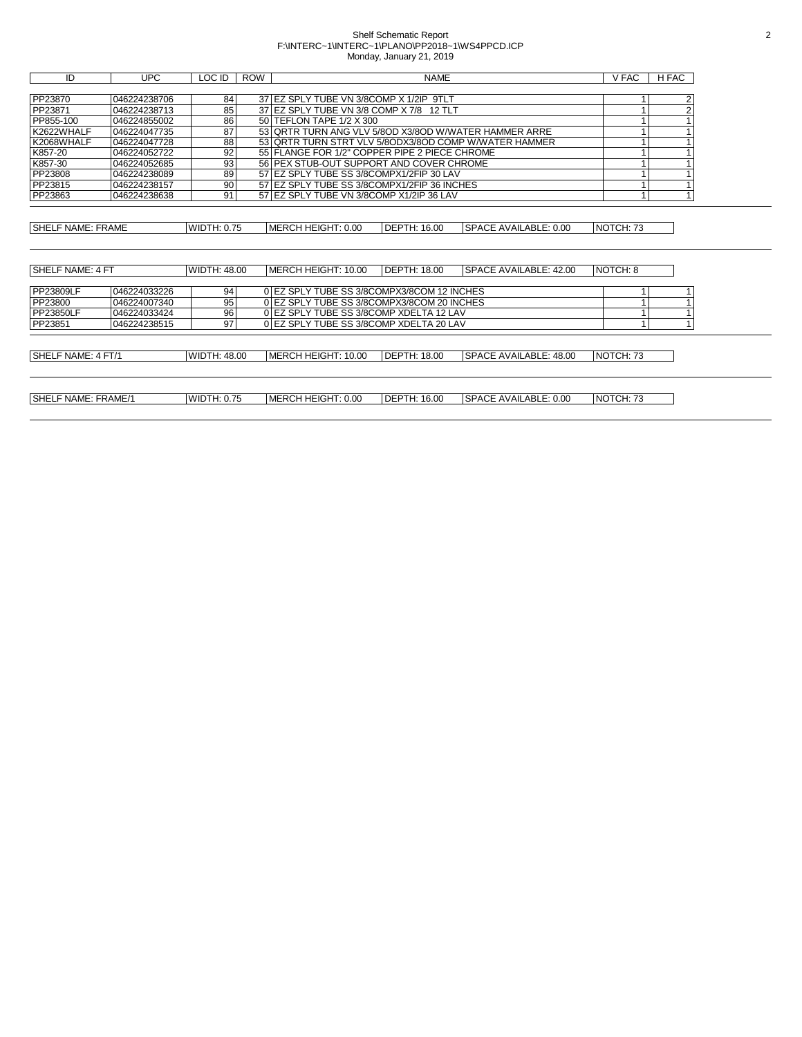Shelf Schematic Report
F:\INTERC~1\INTERC~1\PLANO\PP2018~1\WS4PPCD.ICP
Monday, January 21, 2019

| ID | UPC | LOC ID | ROW | NAME | V FAC | H FAC |
|---|---|---|---|---|---|---|
| PP23870 | 046224238706 | 84 | 37 | EZ SPLY TUBE VN 3/8COMP X 1/2IP 9TLT | 1 | 2 |
| PP23871 | 046224238713 | 85 | 37 | EZ SPLY TUBE VN 3/8 COMP X 7/8 12 TLT | 1 | 2 |
| PP855-100 | 046224855002 | 86 | 50 | TEFLON TAPE 1/2 X 300 | 1 | 1 |
| K2622WHALF | 046224047735 | 87 | 53 | QRTR TURN ANG VLV 5/8OD X3/8OD W/WATER HAMMER ARRE | 1 | 1 |
| K2068WHALF | 046224047728 | 88 | 53 | QRTR TURN STRT VLV 5/8ODX3/8OD COMP W/WATER HAMMER | 1 | 1 |
| K857-20 | 046224052722 | 92 | 55 | FLANGE FOR 1/2" COPPER PIPE 2 PIECE CHROME | 1 | 1 |
| K857-30 | 046224052685 | 93 | 56 | PEX STUB-OUT SUPPORT AND COVER CHROME | 1 | 1 |
| PP23808 | 046224238089 | 89 | 57 | EZ SPLY TUBE SS 3/8COMPX1/2FIP 30 LAV | 1 | 1 |
| PP23815 | 046224238157 | 90 | 57 | EZ SPLY TUBE SS 3/8COMPX1/2FIP 36 INCHES | 1 | 1 |
| PP23863 | 046224238638 | 91 | 57 | EZ SPLY TUBE VN 3/8COMP X1/2IP 36 LAV | 1 | 1 |

SHELF NAME: FRAME | WIDTH: 0.75 | MERCH HEIGHT: 0.00 | DEPTH: 16.00 | SPACE AVAILABLE: 0.00 | NOTCH: 73

SHELF NAME: 4 FT | WIDTH: 48.00 | MERCH HEIGHT: 10.00 | DEPTH: 18.00 | SPACE AVAILABLE: 42.00 | NOTCH: 8

| ID | UPC | LOC ID | ROW | NAME | V FAC | H FAC |
|---|---|---|---|---|---|---|
| PP23809LF | 046224033226 | 94 | 0 | EZ SPLY TUBE SS 3/8COMPX3/8COM 12 INCHES | 1 | 1 |
| PP23800 | 046224007340 | 95 | 0 | EZ SPLY TUBE SS 3/8COMPX3/8COM 20 INCHES | 1 | 1 |
| PP23850LF | 046224033424 | 96 | 0 | EZ SPLY TUBE SS 3/8COMP XDELTA 12 LAV | 1 | 1 |
| PP23851 | 046224238515 | 97 | 0 | EZ SPLY TUBE SS 3/8COMP XDELTA 20 LAV | 1 | 1 |

SHELF NAME: 4 FT/1 | WIDTH: 48.00 | MERCH HEIGHT: 10.00 | DEPTH: 18.00 | SPACE AVAILABLE: 48.00 | NOTCH: 73

SHELF NAME: FRAME/1 | WIDTH: 0.75 | MERCH HEIGHT: 0.00 | DEPTH: 16.00 | SPACE AVAILABLE: 0.00 | NOTCH: 73